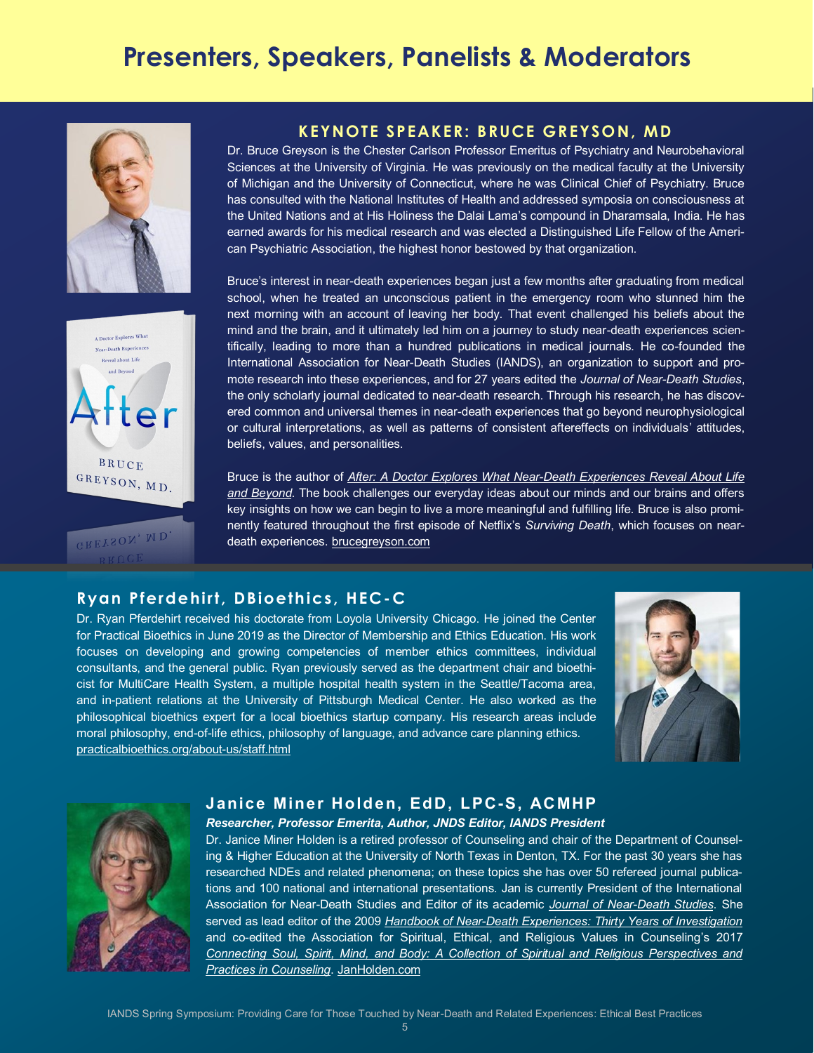# Presenters, Speakers, Panelists & Moderators

## KEYNOTE SPEAKER: BRUCE GREYSON, MD

Dr. Bruce Greyson is the Chester Carlson Professor Emeritus of Psychiatry and Neurobehavioral Sciences at the University of Virginia. He was previously on the medical faculty at the University of Michigan and the University of Connecticut, where he was Clinical Chief of Psychiatry. Bruce has consulted with the National Institutes of Health and addressed symposia on consciousness at the United Nations and at His Holiness the Dalai Lama's compound in Dharamsala, India. He has earned awards for his medical research and was elected a Distinguished Life Fellow of the American Psychiatric Association, the highest honor bestowed by that organization.

Bruce's interest in near-death experiences began just a few months after graduating from medical school, when he treated an unconscious patient in the emergency room who stunned him the next morning with an account of leaving her body. That event challenged his beliefs about the mind and the brain, and it ultimately led him on a journey to study near-death experiences scientifically, leading to more than a hundred publications in medical journals. He co-founded the International Association for Near-Death Studies (IANDS), an organization to support and promote research into these experiences, and for 27 years edited the *Journal of Near-Death Studies*, the only scholarly journal dedicated to near-death research. Through his research, he has discovered common and universal themes in near-death experiences that go beyond neurophysiological or cultural interpretations, as well as patterns of consistent aftereffects on individuals' attitudes, beliefs, values, and personalities.

Bruce is the author of *After: A Doctor Explores What Near-Death Experiences Reveal About Life and Beyond*. The book challenges our everyday ideas about our minds and our brains and offers key insights on how we can begin to live a more meaningful and fulfilling life. Bruce is also prominently featured throughout the first episode of Netflix's *Surviving Death*, which focuses on near-death experiences. brucegreyson.com

## Ryan Pferdehirt, DBioethics, HEC-C

Dr. Ryan Pferdehirt received his doctorate from Loyola University Chicago. He joined the Center for Practical Bioethics in June 2019 as the Director of Membership and Ethics Education. His work focuses on developing and growing competencies of member ethics committees, individual consultants, and the general public. Ryan previously served as the department chair and bioethicist for MultiCare Health System, a multiple hospital health system in the Seattle/Tacoma area, and in-patient relations at the University of Pittsburgh Medical Center. He also worked as the philosophical bioethics expert for a local bioethics startup company. His research areas include moral philosophy, end-of-life ethics, philosophy of language, and advance care planning ethics. practicalbioethics.org/about-us/staff.html

## Janice Miner Holden, EdD, LPC-S, ACMHP

***Researcher, Professor Emerita, Author, JNDS Editor, IANDS President***

Dr. Janice Miner Holden is a retired professor of Counseling and chair of the Department of Counseling & Higher Education at the University of North Texas in Denton, TX. For the past 30 years she has researched NDEs and related phenomena; on these topics she has over 50 refereed journal publications and 100 national and international presentations. Jan is currently President of the International Association for Near-Death Studies and Editor of its academic *Journal of Near-Death Studies*. She served as lead editor of the 2009 *Handbook of Near-Death Experiences: Thirty Years of Investigation* and co-edited the Association for Spiritual, Ethical, and Religious Values in Counseling's 2017 *Connecting Soul, Spirit, Mind, and Body: A Collection of Spiritual and Religious Perspectives and Practices in Counseling*. JanHolden.com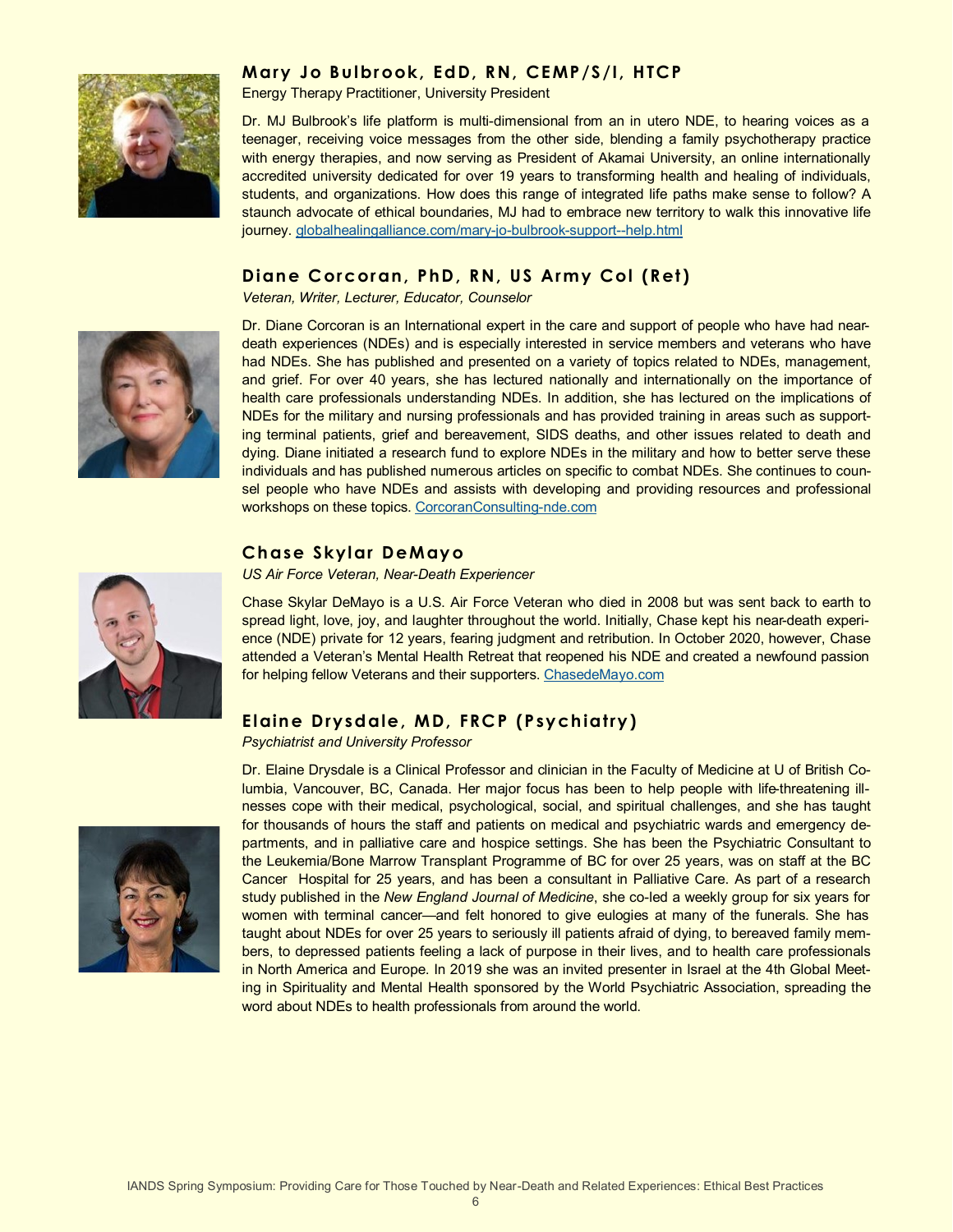### Mary Jo Bulbrook, EdD, RN, CEMP/S/I, HTCP

Energy Therapy Practitioner, University President

Dr. MJ Bulbrook's life platform is multi-dimensional from an in utero NDE, to hearing voices as a teenager, receiving voice messages from the other side, blending a family psychotherapy practice with energy therapies, and now serving as President of Akamai University, an online internationally accredited university dedicated for over 19 years to transforming health and healing of individuals, students, and organizations. How does this range of integrated life paths make sense to follow? A staunch advocate of ethical boundaries, MJ had to embrace new territory to walk this innovative life journey. globalhealingalliance.com/mary-jo-bulbrook-support--help.html

### Diane Corcoran, PhD, RN, US Army Col (Ret)

*Veteran, Writer, Lecturer, Educator, Counselor*

Dr. Diane Corcoran is an International expert in the care and support of people who have had near-death experiences (NDEs) and is especially interested in service members and veterans who have had NDEs. She has published and presented on a variety of topics related to NDEs, management, and grief. For over 40 years, she has lectured nationally and internationally on the importance of health care professionals understanding NDEs. In addition, she has lectured on the implications of NDEs for the military and nursing professionals and has provided training in areas such as supporting terminal patients, grief and bereavement, SIDS deaths, and other issues related to death and dying. Diane initiated a research fund to explore NDEs in the military and how to better serve these individuals and has published numerous articles on specific to combat NDEs. She continues to counsel people who have NDEs and assists with developing and providing resources and professional workshops on these topics. CorcoranConsulting-nde.com

### Chase Skylar DeMayo

*US Air Force Veteran, Near-Death Experiencer*

Chase Skylar DeMayo is a U.S. Air Force Veteran who died in 2008 but was sent back to earth to spread light, love, joy, and laughter throughout the world. Initially, Chase kept his near-death experience (NDE) private for 12 years, fearing judgment and retribution. In October 2020, however, Chase attended a Veteran's Mental Health Retreat that reopened his NDE and created a newfound passion for helping fellow Veterans and their supporters. ChasedeMayo.com

### Elaine Drysdale, MD, FRCP (Psychiatry)

*Psychiatrist and University Professor*

Dr. Elaine Drysdale is a Clinical Professor and clinician in the Faculty of Medicine at U of British Columbia, Vancouver, BC, Canada. Her major focus has been to help people with life-threatening illnesses cope with their medical, psychological, social, and spiritual challenges, and she has taught for thousands of hours the staff and patients on medical and psychiatric wards and emergency departments, and in palliative care and hospice settings. She has been the Psychiatric Consultant to the Leukemia/Bone Marrow Transplant Programme of BC for over 25 years, was on staff at the BC Cancer Hospital for 25 years, and has been a consultant in Palliative Care. As part of a research study published in the *New England Journal of Medicine*, she co-led a weekly group for six years for women with terminal cancer—and felt honored to give eulogies at many of the funerals. She has taught about NDEs for over 25 years to seriously ill patients afraid of dying, to bereaved family members, to depressed patients feeling a lack of purpose in their lives, and to health care professionals in North America and Europe. In 2019 she was an invited presenter in Israel at the 4th Global Meeting in Spirituality and Mental Health sponsored by the World Psychiatric Association, spreading the word about NDEs to health professionals from around the world.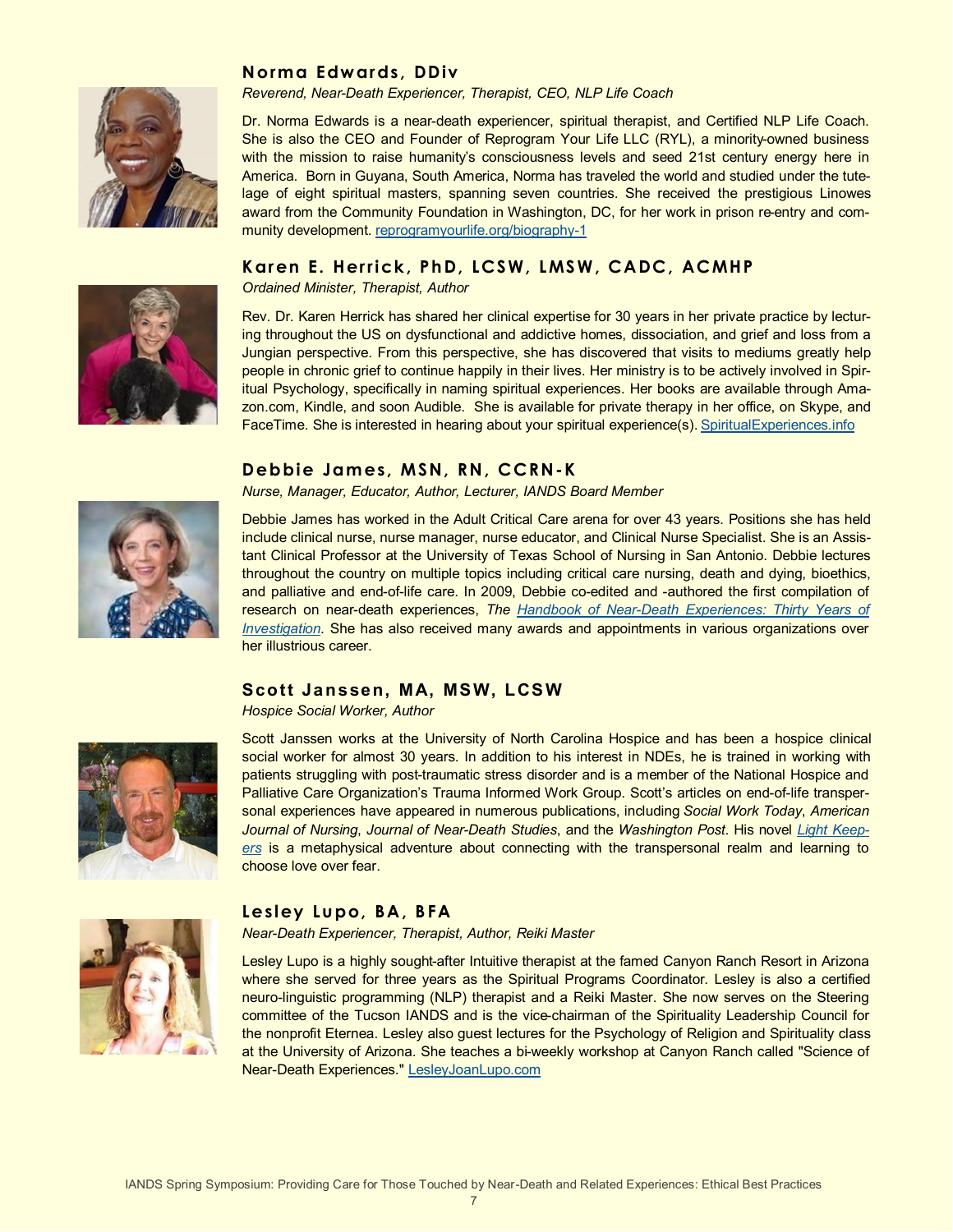## Norma Edwards, DDiv

*Reverend, Near-Death Experiencer, Therapist, CEO, NLP Life Coach*

Dr. Norma Edwards is a near-death experiencer, spiritual therapist, and Certified NLP Life Coach. She is also the CEO and Founder of Reprogram Your Life LLC (RYL), a minority-owned business with the mission to raise humanity's consciousness levels and seed 21st century energy here in America. Born in Guyana, South America, Norma has traveled the world and studied under the tutelage of eight spiritual masters, spanning seven countries. She received the prestigious Linowes award from the Community Foundation in Washington, DC, for her work in prison re-entry and community development. reprogramyourlife.org/biography-1

## Karen E. Herrick, PhD, LCSW, LMSW, CADC, ACMHP

*Ordained Minister, Therapist, Author*

Rev. Dr. Karen Herrick has shared her clinical expertise for 30 years in her private practice by lecturing throughout the US on dysfunctional and addictive homes, dissociation, and grief and loss from a Jungian perspective. From this perspective, she has discovered that visits to mediums greatly help people in chronic grief to continue happily in their lives. Her ministry is to be actively involved in Spiritual Psychology, specifically in naming spiritual experiences. Her books are available through Amazon.com, Kindle, and soon Audible. She is available for private therapy in her office, on Skype, and FaceTime. She is interested in hearing about your spiritual experience(s). SpiritualExperiences.info

## Debbie James, MSN, RN, CCRN-K

*Nurse, Manager, Educator, Author, Lecturer, IANDS Board Member*

Debbie James has worked in the Adult Critical Care arena for over 43 years. Positions she has held include clinical nurse, nurse manager, nurse educator, and Clinical Nurse Specialist. She is an Assistant Clinical Professor at the University of Texas School of Nursing in San Antonio. Debbie lectures throughout the country on multiple topics including critical care nursing, death and dying, bioethics, and palliative and end-of-life care. In 2009, Debbie co-edited and -authored the first compilation of research on near-death experiences, *The Handbook of Near-Death Experiences: Thirty Years of Investigation*. She has also received many awards and appointments in various organizations over her illustrious career.

## Scott Janssen, MA, MSW, LCSW

*Hospice Social Worker, Author*

Scott Janssen works at the University of North Carolina Hospice and has been a hospice clinical social worker for almost 30 years. In addition to his interest in NDEs, he is trained in working with patients struggling with post-traumatic stress disorder and is a member of the National Hospice and Palliative Care Organization's Trauma Informed Work Group. Scott's articles on end-of-life transpersonal experiences have appeared in numerous publications, including *Social Work Today*, *American Journal of Nursing*, *Journal of Near-Death Studies*, and the *Washington Post*. His novel *Light Keepers* is a metaphysical adventure about connecting with the transpersonal realm and learning to choose love over fear.

## Lesley Lupo, BA, BFA

*Near-Death Experiencer, Therapist, Author, Reiki Master*

Lesley Lupo is a highly sought-after Intuitive therapist at the famed Canyon Ranch Resort in Arizona where she served for three years as the Spiritual Programs Coordinator. Lesley is also a certified neuro-linguistic programming (NLP) therapist and a Reiki Master. She now serves on the Steering committee of the Tucson IANDS and is the vice-chairman of the Spirituality Leadership Council for the nonprofit Eternea. Lesley also guest lectures for the Psychology of Religion and Spirituality class at the University of Arizona. She teaches a bi-weekly workshop at Canyon Ranch called "Science of Near-Death Experiences." LesleyJoanLupo.com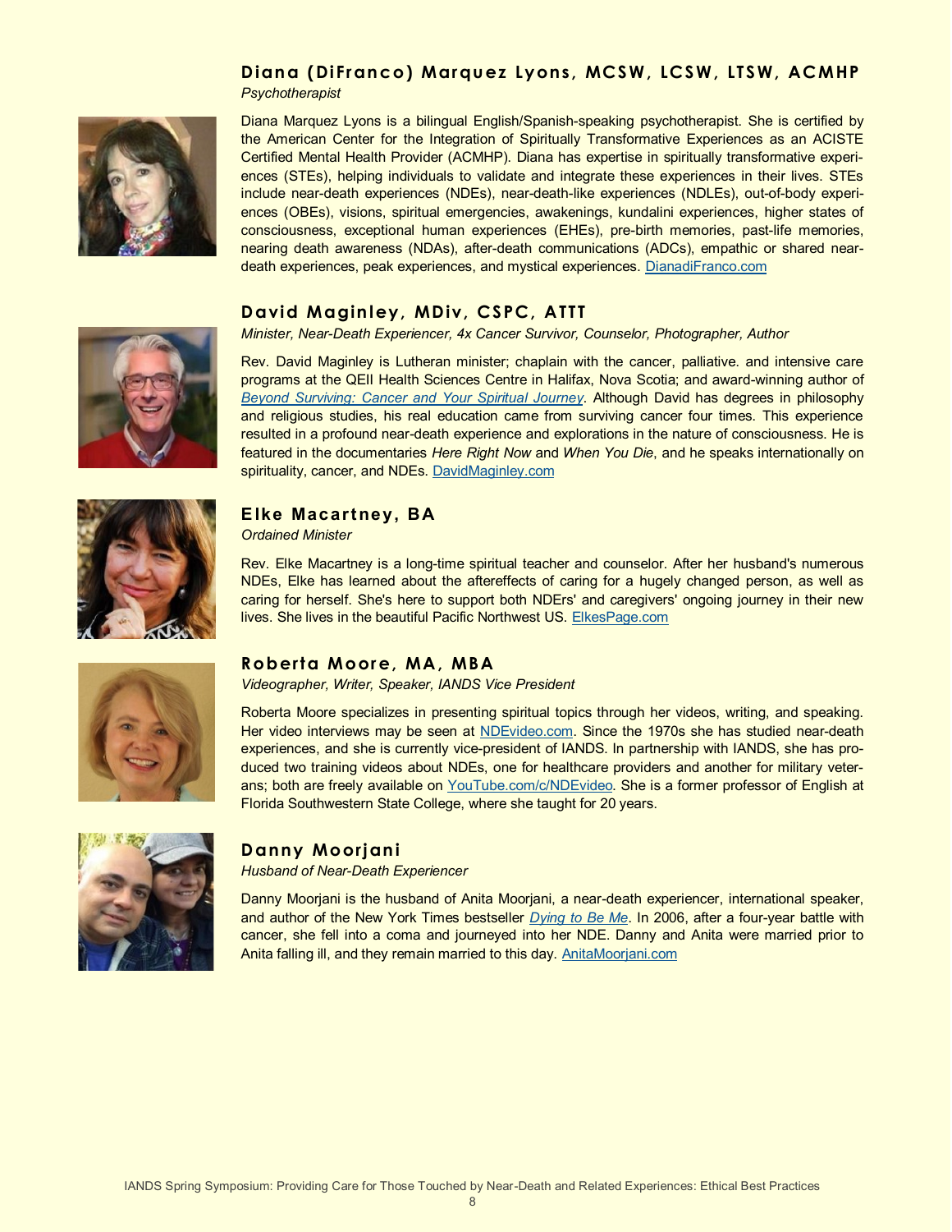## Diana (DiFranco) Marquez Lyons, MCSW, LCSW, LTSW, ACMHP

*Psychotherapist*

Diana Marquez Lyons is a bilingual English/Spanish-speaking psychotherapist. She is certified by the American Center for the Integration of Spiritually Transformative Experiences as an ACISTE Certified Mental Health Provider (ACMHP). Diana has expertise in spiritually transformative experiences (STEs), helping individuals to validate and integrate these experiences in their lives. STEs include near-death experiences (NDEs), near-death-like experiences (NDLEs), out-of-body experiences (OBEs), visions, spiritual emergencies, awakenings, kundalini experiences, higher states of consciousness, exceptional human experiences (EHEs), pre-birth memories, past-life memories, nearing death awareness (NDAs), after-death communications (ADCs), empathic or shared near-death experiences, peak experiences, and mystical experiences. DianadiFranco.com

## David Maginley, MDiv, CSPC, ATTT

*Minister, Near-Death Experiencer, 4x Cancer Survivor, Counselor, Photographer, Author*

Rev. David Maginley is Lutheran minister; chaplain with the cancer, palliative. and intensive care programs at the QEII Health Sciences Centre in Halifax, Nova Scotia; and award-winning author of *Beyond Surviving: Cancer and Your Spiritual Journey*. Although David has degrees in philosophy and religious studies, his real education came from surviving cancer four times. This experience resulted in a profound near-death experience and explorations in the nature of consciousness. He is featured in the documentaries *Here Right Now* and *When You Die*, and he speaks internationally on spirituality, cancer, and NDEs. DavidMaginley.com

## Elke Macartney, BA

*Ordained Minister*

Rev. Elke Macartney is a long-time spiritual teacher and counselor. After her husband's numerous NDEs, Elke has learned about the aftereffects of caring for a hugely changed person, as well as caring for herself. She's here to support both NDErs' and caregivers' ongoing journey in their new lives. She lives in the beautiful Pacific Northwest US. ElkesPage.com

## Roberta Moore, MA, MBA

*Videographer, Writer, Speaker, IANDS Vice President*

Roberta Moore specializes in presenting spiritual topics through her videos, writing, and speaking. Her video interviews may be seen at NDEvideo.com. Since the 1970s she has studied near-death experiences, and she is currently vice-president of IANDS. In partnership with IANDS, she has produced two training videos about NDEs, one for healthcare providers and another for military veterans; both are freely available on YouTube.com/c/NDEvideo. She is a former professor of English at Florida Southwestern State College, where she taught for 20 years.

## Danny Moorjani

*Husband of Near-Death Experiencer*

Danny Moorjani is the husband of Anita Moorjani, a near-death experiencer, international speaker, and author of the New York Times bestseller *Dying to Be Me*. In 2006, after a four-year battle with cancer, she fell into a coma and journeyed into her NDE. Danny and Anita were married prior to Anita falling ill, and they remain married to this day. AnitaMoorjani.com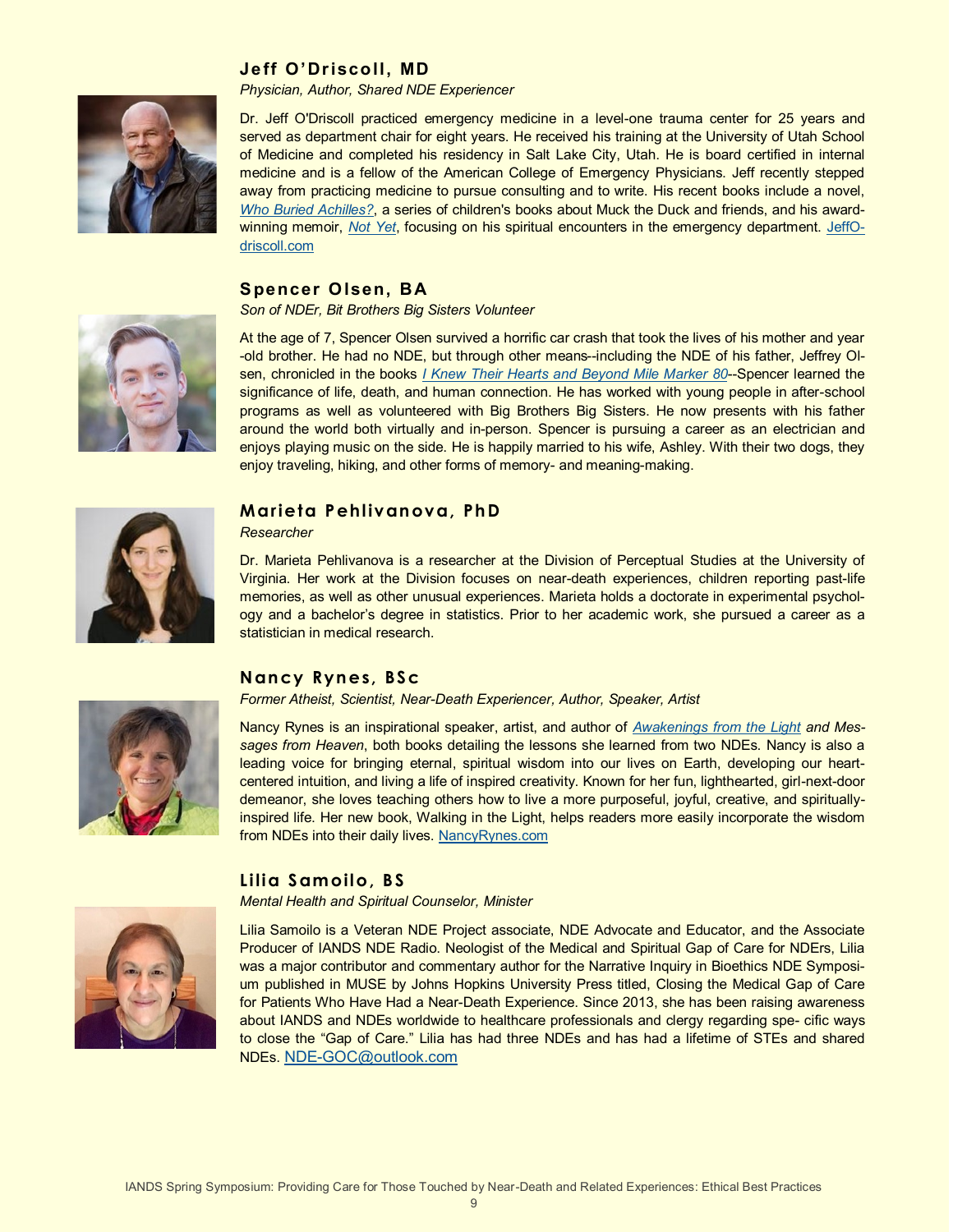## Jeff O'Driscoll, MD

*Physician, Author, Shared NDE Experiencer*

Dr. Jeff O'Driscoll practiced emergency medicine in a level-one trauma center for 25 years and served as department chair for eight years. He received his training at the University of Utah School of Medicine and completed his residency in Salt Lake City, Utah. He is board certified in internal medicine and is a fellow of the American College of Emergency Physicians. Jeff recently stepped away from practicing medicine to pursue consulting and to write. His recent books include a novel, *Who Buried Achilles?*, a series of children's books about Muck the Duck and friends, and his award-winning memoir, *Not Yet*, focusing on his spiritual encounters in the emergency department. JeffOdriscoll.com

## Spencer Olsen, BA

*Son of NDEr, Bit Brothers Big Sisters Volunteer*

At the age of 7, Spencer Olsen survived a horrific car crash that took the lives of his mother and year-old brother. He had no NDE, but through other means--including the NDE of his father, Jeffrey Olsen, chronicled in the books *I Knew Their Hearts and Beyond Mile Marker 80*--Spencer learned the significance of life, death, and human connection. He has worked with young people in after-school programs as well as volunteered with Big Brothers Big Sisters. He now presents with his father around the world both virtually and in-person. Spencer is pursuing a career as an electrician and enjoys playing music on the side. He is happily married to his wife, Ashley. With their two dogs, they enjoy traveling, hiking, and other forms of memory- and meaning-making.

## Marieta Pehlivanova, PhD

*Researcher*

Dr. Marieta Pehlivanova is a researcher at the Division of Perceptual Studies at the University of Virginia. Her work at the Division focuses on near-death experiences, children reporting past-life memories, as well as other unusual experiences. Marieta holds a doctorate in experimental psychology and a bachelor's degree in statistics. Prior to her academic work, she pursued a career as a statistician in medical research.

## Nancy Rynes, BSc

*Former Atheist, Scientist, Near-Death Experiencer, Author, Speaker, Artist*

Nancy Rynes is an inspirational speaker, artist, and author of *Awakenings from the Light* and *Messages from Heaven*, both books detailing the lessons she learned from two NDEs. Nancy is also a leading voice for bringing eternal, spiritual wisdom into our lives on Earth, developing our heart-centered intuition, and living a life of inspired creativity. Known for her fun, lighthearted, girl-next-door demeanor, she loves teaching others how to live a more purposeful, joyful, creative, and spiritually-inspired life. Her new book, Walking in the Light, helps readers more easily incorporate the wisdom from NDEs into their daily lives. NancyRynes.com

## Lilia Samoilo, BS

*Mental Health and Spiritual Counselor, Minister*

Lilia Samoilo is a Veteran NDE Project associate, NDE Advocate and Educator, and the Associate Producer of IANDS NDE Radio. Neologist of the Medical and Spiritual Gap of Care for NDErs, Lilia was a major contributor and commentary author for the Narrative Inquiry in Bioethics NDE Symposium published in MUSE by Johns Hopkins University Press titled, Closing the Medical Gap of Care for Patients Who Have Had a Near-Death Experience. Since 2013, she has been raising awareness about IANDS and NDEs worldwide to healthcare professionals and clergy regarding spe- cific ways to close the "Gap of Care." Lilia has had three NDEs and has had a lifetime of STEs and shared NDEs. NDE-GOC@outlook.com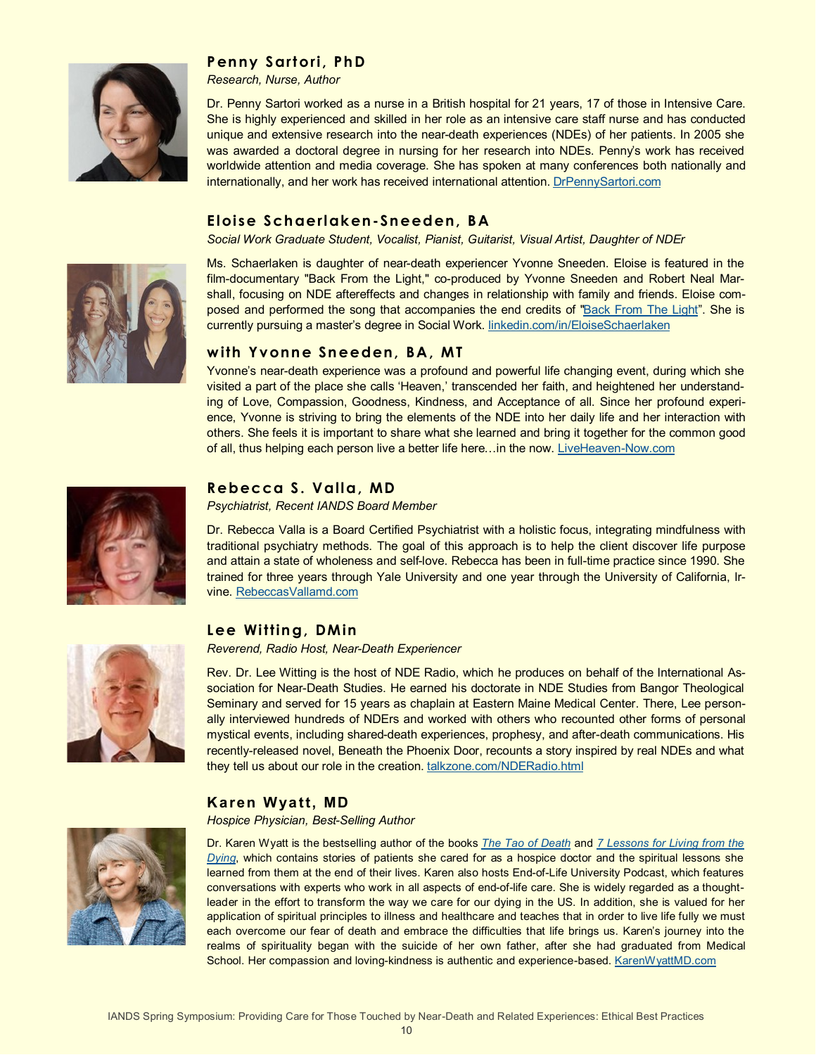## Penny Sartori, PhD

*Research, Nurse, Author*

Dr. Penny Sartori worked as a nurse in a British hospital for 21 years, 17 of those in Intensive Care. She is highly experienced and skilled in her role as an intensive care staff nurse and has conducted unique and extensive research into the near-death experiences (NDEs) of her patients. In 2005 she was awarded a doctoral degree in nursing for her research into NDEs. Penny's work has received worldwide attention and media coverage. She has spoken at many conferences both nationally and internationally, and her work has received international attention. DrPennySartori.com

## Eloise Schaerlaken-Sneeden, BA

*Social Work Graduate Student, Vocalist, Pianist, Guitarist, Visual Artist, Daughter of NDEr*

Ms. Schaerlaken is daughter of near-death experiencer Yvonne Sneeden. Eloise is featured in the film-documentary "Back From the Light," co-produced by Yvonne Sneeden and Robert Neal Marshall, focusing on NDE aftereffects and changes in relationship with family and friends. Eloise composed and performed the song that accompanies the end credits of "Back From The Light". She is currently pursuing a master's degree in Social Work. linkedin.com/in/EloiseSchaerlaken

## with Yvonne Sneeden, BA, MT

Yvonne's near-death experience was a profound and powerful life changing event, during which she visited a part of the place she calls 'Heaven,' transcended her faith, and heightened her understanding of Love, Compassion, Goodness, Kindness, and Acceptance of all. Since her profound experience, Yvonne is striving to bring the elements of the NDE into her daily life and her interaction with others. She feels it is important to share what she learned and bring it together for the common good of all, thus helping each person live a better life here…in the now. LiveHeaven-Now.com

## Rebecca S. Valla, MD

*Psychiatrist, Recent IANDS Board Member*

Dr. Rebecca Valla is a Board Certified Psychiatrist with a holistic focus, integrating mindfulness with traditional psychiatry methods. The goal of this approach is to help the client discover life purpose and attain a state of wholeness and self-love. Rebecca has been in full-time practice since 1990. She trained for three years through Yale University and one year through the University of California, Irvine. RebeccasVallamd.com

## Lee Witting, DMin

*Reverend, Radio Host, Near-Death Experiencer*

Rev. Dr. Lee Witting is the host of NDE Radio, which he produces on behalf of the International Association for Near-Death Studies. He earned his doctorate in NDE Studies from Bangor Theological Seminary and served for 15 years as chaplain at Eastern Maine Medical Center. There, Lee personally interviewed hundreds of NDErs and worked with others who recounted other forms of personal mystical events, including shared-death experiences, prophesy, and after-death communications. His recently-released novel, Beneath the Phoenix Door, recounts a story inspired by real NDEs and what they tell us about our role in the creation. talkzone.com/NDERadio.html

## Karen Wyatt, MD

*Hospice Physician, Best-Selling Author*

Dr. Karen Wyatt is the bestselling author of the books *The Tao of Death* and *7 Lessons for Living from the Dying*, which contains stories of patients she cared for as a hospice doctor and the spiritual lessons she learned from them at the end of their lives. Karen also hosts End-of-Life University Podcast, which features conversations with experts who work in all aspects of end-of-life care. She is widely regarded as a thought-leader in the effort to transform the way we care for our dying in the US. In addition, she is valued for her application of spiritual principles to illness and healthcare and teaches that in order to live life fully we must each overcome our fear of death and embrace the difficulties that life brings us. Karen's journey into the realms of spirituality began with the suicide of her own father, after she had graduated from Medical School. Her compassion and loving-kindness is authentic and experience-based. KarenWyattMD.com